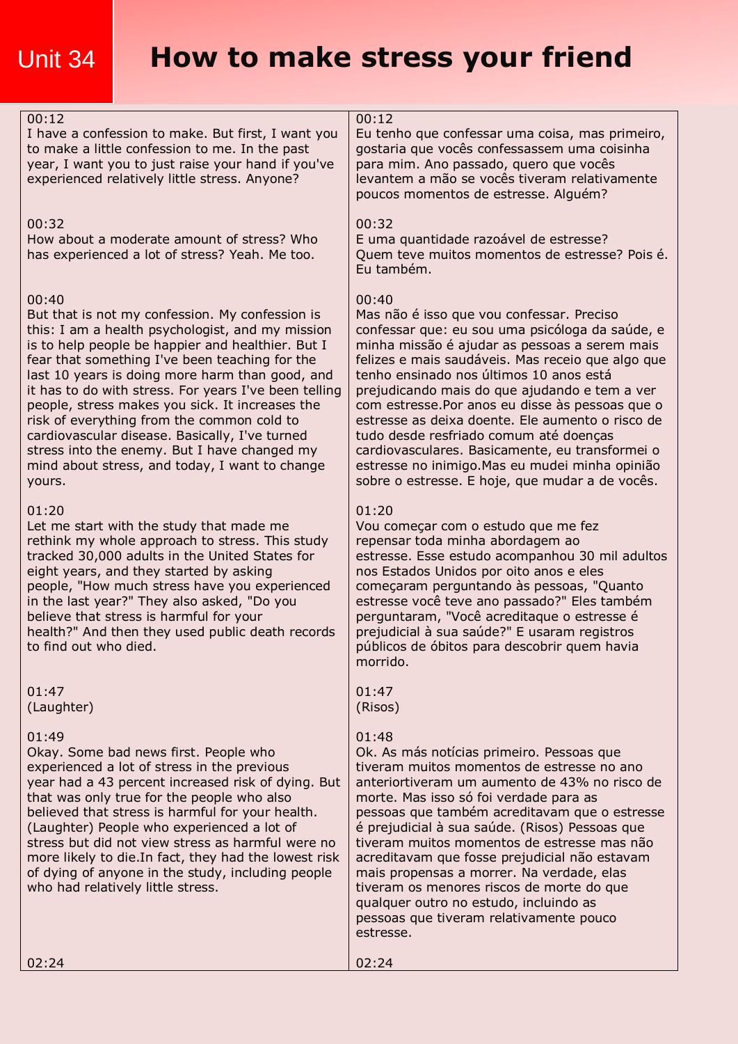# Unit 34 How to make stress your friend

| | |
|---|---|
| 00:12<br>I have a confession to make. But first, I want you to make a little confession to me. In the past year, I want you to just raise your hand if you've experienced relatively little stress. Anyone? | 00:12<br>Eu tenho que confessar uma coisa, mas primeiro, gostaria que vocês confessassem uma coisinha para mim. Ano passado, quero que vocês levantem a mão se vocês tiveram relativamente poucos momentos de estresse. Alguém? |
| 00:32<br>How about a moderate amount of stress? Who has experienced a lot of stress? Yeah. Me too. | 00:32<br>E uma quantidade razoável de estresse? Quem teve muitos momentos de estresse? Pois é. Eu também. |
| 00:40<br>But that is not my confession. My confession is this: I am a health psychologist, and my mission is to help people be happier and healthier. But I fear that something I've been teaching for the last 10 years is doing more harm than good, and it has to do with stress. For years I've been telling people, stress makes you sick. It increases the risk of everything from the common cold to cardiovascular disease. Basically, I've turned stress into the enemy. But I have changed my mind about stress, and today, I want to change yours. | 00:40<br>Mas não é isso que vou confessar. Preciso confessar que: eu sou uma psicóloga da saúde, e minha missão é ajudar as pessoas a serem mais felizes e mais saudáveis. Mas receio que algo que tenho ensinado nos últimos 10 anos está prejudicando mais do que ajudando e tem a ver com estresse.Por anos eu disse às pessoas que o estresse as deixa doente. Ele aumento o risco de tudo desde resfriado comum até doenças cardiovasculares. Basicamente, eu transformei o estresse no inimigo.Mas eu mudei minha opinião sobre o estresse. E hoje, que mudar a de vocês. |
| 01:20<br>Let me start with the study that made me rethink my whole approach to stress. This study tracked 30,000 adults in the United States for eight years, and they started by asking people, "How much stress have you experienced in the last year?" They also asked, "Do you believe that stress is harmful for your health?" And then they used public death records to find out who died. | 01:20<br>Vou começar com o estudo que me fez repensar toda minha abordagem ao estresse. Esse estudo acompanhou 30 mil adultos nos Estados Unidos por oito anos e eles começaram perguntando às pessoas, "Quanto estresse você teve ano passado?" Eles também perguntaram, "Você acreditaque o estresse é prejudicial à sua saúde?" E usaram registros públicos de óbitos para descobrir quem havia morrido. |
| 01:47<br>(Laughter) | 01:47<br>(Risos) |
| 01:49<br>Okay. Some bad news first. People who experienced a lot of stress in the previous year had a 43 percent increased risk of dying. But that was only true for the people who also believed that stress is harmful for your health. (Laughter) People who experienced a lot of stress but did not view stress as harmful were no more likely to die.In fact, they had the lowest risk of dying of anyone in the study, including people who had relatively little stress. | 01:48<br>Ok. As más notícias primeiro. Pessoas que tiveram muitos momentos de estresse no ano anteriortiveram um aumento de 43% no risco de morte. Mas isso só foi verdade para as pessoas que também acreditavam que o estresse é prejudicial à sua saúde. (Risos) Pessoas que tiveram muitos momentos de estresse mas não acreditavam que fosse prejudicial não estavam mais propensas a morrer. Na verdade, elas tiveram os menores riscos de morte do que qualquer outro no estudo, incluindo as pessoas que tiveram relativamente pouco estresse. |
| 02:24 | 02:24 |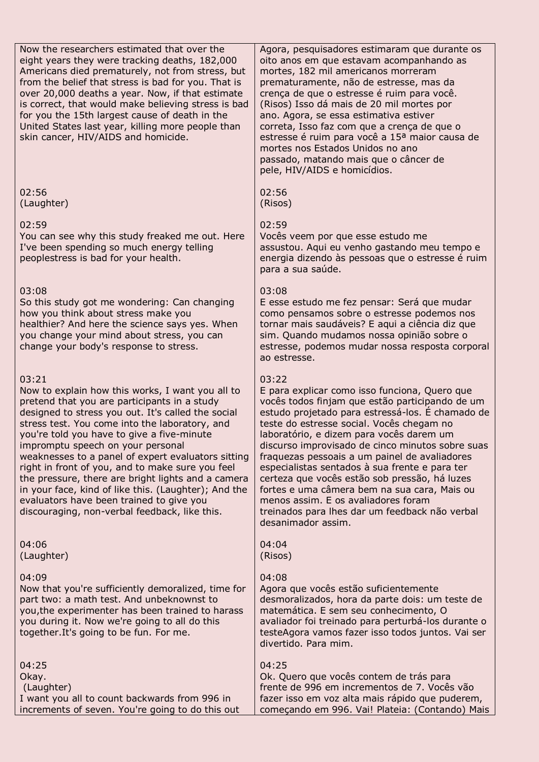| | |
|---|---|
| Now the researchers estimated that over the eight years they were tracking deaths, 182,000 Americans died prematurely, not from stress, but from the belief that stress is bad for you. That is over 20,000 deaths a year. Now, if that estimate is correct, that would make believing stress is bad for you the 15th largest cause of death in the United States last year, killing more people than skin cancer, HIV/AIDS and homicide. | Agora, pesquisadores estimaram que durante os oito anos em que estavam acompanhando as mortes, 182 mil americanos morreram prematuramente, não de estresse, mas da crença de que o estresse é ruim para você. (Risos) Isso dá mais de 20 mil mortes por ano. Agora, se essa estimativa estiver correta, Isso faz com que a crença de que o estresse é ruim para você a 15ª maior causa de mortes nos Estados Unidos no ano passado, matando mais que o câncer de pele, HIV/AIDS e homicídios. |
| 02:56<br>(Laughter) | 02:56<br>(Risos) |
| 02:59<br>You can see why this study freaked me out. Here I've been spending so much energy telling peoplestress is bad for your health. | 02:59<br>Vocês veem por que esse estudo me assustou. Aqui eu venho gastando meu tempo e energia dizendo às pessoas que o estresse é ruim para a sua saúde. |
| 03:08<br>So this study got me wondering: Can changing how you think about stress make you healthier? And here the science says yes. When you change your mind about stress, you can change your body's response to stress. | 03:08<br>E esse estudo me fez pensar: Será que mudar como pensamos sobre o estresse podemos nos tornar mais saudáveis? E aqui a ciência diz que sim. Quando mudamos nossa opinião sobre o estresse, podemos mudar nossa resposta corporal ao estresse. |
| 03:21<br>Now to explain how this works, I want you all to pretend that you are participants in a study designed to stress you out. It's called the social stress test. You come into the laboratory, and you're told you have to give a five-minute impromptu speech on your personal weaknesses to a panel of expert evaluators sitting right in front of you, and to make sure you feel the pressure, there are bright lights and a camera in your face, kind of like this. (Laughter); And the evaluators have been trained to give you discouraging, non-verbal feedback, like this. | 03:22<br>E para explicar como isso funciona, Quero que vocês todos finjam que estão participando de um estudo projetado para estressá-los. É chamado de teste do estresse social. Vocês chegam no laboratório, e dizem para vocês darem um discurso improvisado de cinco minutos sobre suas fraquezas pessoais a um painel de avaliadores especialistas sentados à sua frente e para ter certeza que vocês estão sob pressão, há luzes fortes e uma câmera bem na sua cara, Mais ou menos assim. E os avaliadores foram treinados para lhes dar um feedback não verbal desanimador assim. |
| 04:06<br>(Laughter) | 04:04<br>(Risos) |
| 04:09<br>Now that you're sufficiently demoralized, time for part two: a math test. And unbeknownst to you,the experimenter has been trained to harass you during it. Now we're going to all do this together.It's going to be fun. For me. | 04:08<br>Agora que vocês estão suficientemente desmoralizados, hora da parte dois: um teste de matemática. E sem seu conhecimento, O avaliador foi treinado para perturbá-los durante o testeAgora vamos fazer isso todos juntos. Vai ser divertido. Para mim. |
| 04:25<br>Okay.<br>(Laughter)<br>I want you all to count backwards from 996 in increments of seven. You're going to do this out | 04:25<br>Ok. Quero que vocês contem de trás para frente de 996 em incrementos de 7. Vocês vão fazer isso em voz alta mais rápido que puderem, começando em 996. Vai! Plateia: (Contando) Mais |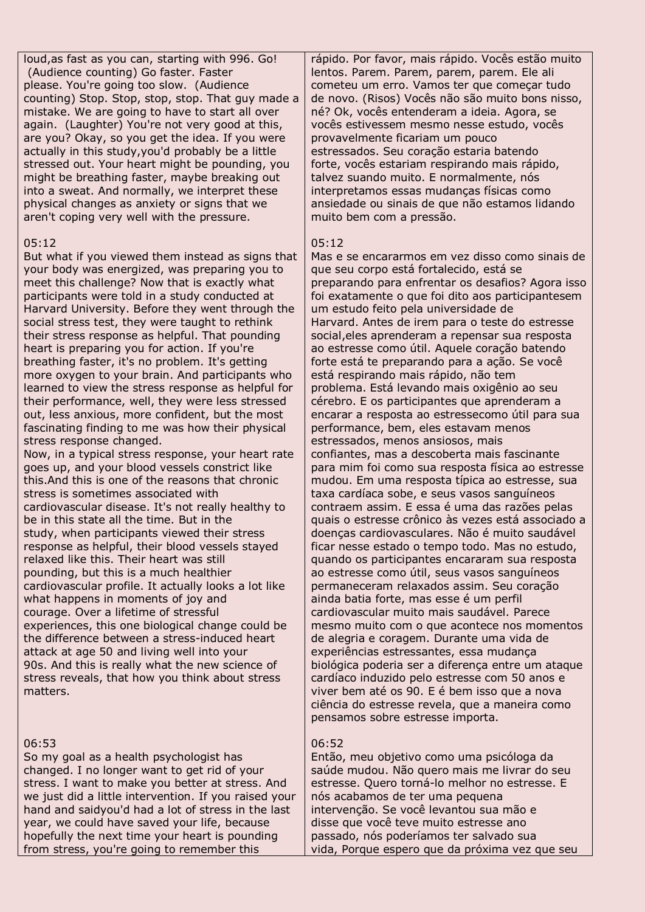| | |
|---|---|
| loud,as fast as you can, starting with 996. Go! (Audience counting) Go faster. Faster please. You're going too slow. (Audience counting) Stop. Stop, stop, stop. That guy made a mistake. We are going to have to start all over again. (Laughter) You're not very good at this, are you? Okay, so you get the idea. If you were actually in this study,you'd probably be a little stressed out. Your heart might be pounding, you might be breathing faster, maybe breaking out into a sweat. And normally, we interpret these physical changes as anxiety or signs that we aren't coping very well with the pressure. | rápido. Por favor, mais rápido. Vocês estão muito lentos. Parem. Parem, parem, parem. Ele ali cometeu um erro. Vamos ter que começar tudo de novo. (Risos) Vocês não são muito bons nisso, né? Ok, vocês entenderam a ideia. Agora, se vocês estivessem mesmo nesse estudo, vocês provavelmente ficariam um pouco estressados. Seu coração estaria batendo forte, vocês estariam respirando mais rápido, talvez suando muito. E normalmente, nós interpretamos essas mudanças físicas como ansiedade ou sinais de que não estamos lidando muito bem com a pressão. |
| 05:12 | 05:12 |
| But what if you viewed them instead as signs that your body was energized, was preparing you to meet this challenge? Now that is exactly what participants were told in a study conducted at Harvard University. Before they went through the social stress test, they were taught to rethink their stress response as helpful. That pounding heart is preparing you for action. If you're breathing faster, it's no problem. It's getting more oxygen to your brain. And participants who learned to view the stress response as helpful for their performance, well, they were less stressed out, less anxious, more confident, but the most fascinating finding to me was how their physical stress response changed.<br>Now, in a typical stress response, your heart rate goes up, and your blood vessels constrict like this.And this is one of the reasons that chronic stress is sometimes associated with cardiovascular disease. It's not really healthy to be in this state all the time. But in the study, when participants viewed their stress response as helpful, their blood vessels stayed relaxed like this. Their heart was still pounding, but this is a much healthier cardiovascular profile. It actually looks a lot like what happens in moments of joy and courage. Over a lifetime of stressful experiences, this one biological change could be the difference between a stress-induced heart attack at age 50 and living well into your 90s. And this is really what the new science of stress reveals, that how you think about stress matters. | Mas e se encararmos em vez disso como sinais de que seu corpo está fortalecido, está se preparando para enfrentar os desafios? Agora isso foi exatamente o que foi dito aos participantesem um estudo feito pela universidade de Harvard. Antes de irem para o teste do estresse social,eles aprenderam a repensar sua resposta ao estresse como útil. Aquele coração batendo forte está te preparando para a ação. Se você está respirando mais rápido, não tem problema. Está levando mais oxigênio ao seu cérebro. E os participantes que aprenderam a encarar a resposta ao estressecomo útil para sua performance, bem, eles estavam menos estressados, menos ansiosos, mais confiantes, mas a descoberta mais fascinante para mim foi como sua resposta física ao estresse mudou. Em uma resposta típica ao estresse, sua taxa cardíaca sobe, e seus vasos sanguíneos contraem assim. E essa é uma das razões pelas quais o estresse crônico às vezes está associado a doenças cardiovasculares. Não é muito saudável ficar nesse estado o tempo todo. Mas no estudo, quando os participantes encararam sua resposta ao estresse como útil, seus vasos sanguíneos permaneceram relaxados assim. Seu coração ainda batia forte, mas esse é um perfil cardiovascular muito mais saudável. Parece mesmo muito com o que acontece nos momentos de alegria e coragem. Durante uma vida de experiências estressantes, essa mudança biológica poderia ser a diferença entre um ataque cardíaco induzido pelo estresse com 50 anos e viver bem até os 90. E é bem isso que a nova ciência do estresse revela, que a maneira como pensamos sobre estresse importa. |
| 06:53 | 06:52 |
| So my goal as a health psychologist has changed. I no longer want to get rid of your stress. I want to make you better at stress. And we just did a little intervention. If you raised your hand and saidyou'd had a lot of stress in the last year, we could have saved your life, because hopefully the next time your heart is pounding from stress, you're going to remember this | Então, meu objetivo como uma psicóloga da saúde mudou. Não quero mais me livrar do seu estresse. Quero torná-lo melhor no estresse. E nós acabamos de ter uma pequena intervenção. Se você levantou sua mão e disse que você teve muito estresse ano passado, nós poderíamos ter salvado sua vida, Porque espero que da próxima vez que seu |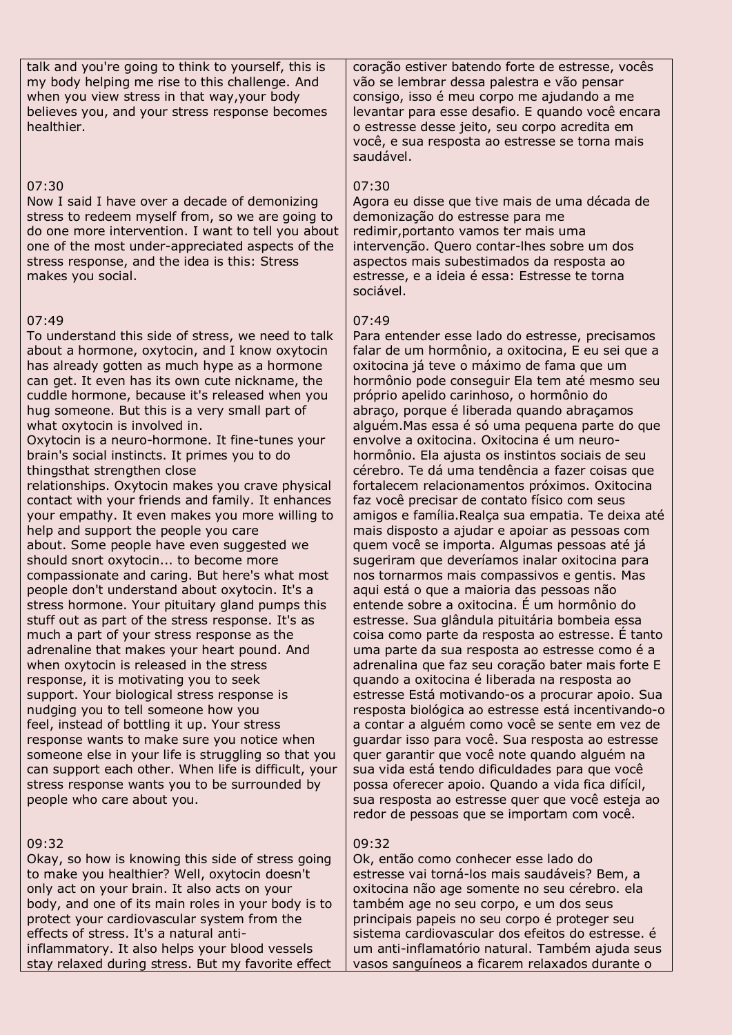| | |
|---|---|
| talk and you're going to think to yourself, this is my body helping me rise to this challenge. And when you view stress in that way,your body believes you, and your stress response becomes healthier. | coração estiver batendo forte de estresse, vocês vão se lembrar dessa palestra e vão pensar consigo, isso é meu corpo me ajudando a me levantar para esse desafio. E quando você encara o estresse desse jeito, seu corpo acredita em você, e sua resposta ao estresse se torna mais saudável. |
| 07:30<br>Now I said I have over a decade of demonizing stress to redeem myself from, so we are going to do one more intervention. I want to tell you about one of the most under-appreciated aspects of the stress response, and the idea is this: Stress makes you social. | 07:30<br>Agora eu disse que tive mais de uma década de demonização do estresse para me redimir,portanto vamos ter mais uma intervenção. Quero contar-lhes sobre um dos aspectos mais subestimados da resposta ao estresse, e a ideia é essa: Estresse te torna sociável. |
| 07:49<br>To understand this side of stress, we need to talk about a hormone, oxytocin, and I know oxytocin has already gotten as much hype as a hormone can get. It even has its own cute nickname, the cuddle hormone, because it's released when you hug someone. But this is a very small part of what oxytocin is involved in.<br>Oxytocin is a neuro-hormone. It fine-tunes your brain's social instincts. It primes you to do thingsthat strengthen close relationships. Oxytocin makes you crave physical contact with your friends and family. It enhances your empathy. It even makes you more willing to help and support the people you care about. Some people have even suggested we should snort oxytocin... to become more compassionate and caring. But here's what most people don't understand about oxytocin. It's a stress hormone. Your pituitary gland pumps this stuff out as part of the stress response. It's as much a part of your stress response as the adrenaline that makes your heart pound. And when oxytocin is released in the stress response, it is motivating you to seek support. Your biological stress response is nudging you to tell someone how you feel, instead of bottling it up. Your stress response wants to make sure you notice when someone else in your life is struggling so that you can support each other. When life is difficult, your stress response wants you to be surrounded by people who care about you. | 07:49<br>Para entender esse lado do estresse, precisamos falar de um hormônio, a oxitocina, E eu sei que a oxitocina já teve o máximo de fama que um hormônio pode conseguir Ela tem até mesmo seu próprio apelido carinhoso, o hormônio do abraço, porque é liberada quando abraçamos alguém.Mas essa é só uma pequena parte do que envolve a oxitocina. Oxitocina é um neuro-hormônio. Ela ajusta os instintos sociais de seu cérebro. Te dá uma tendência a fazer coisas que fortalecem relacionamentos próximos. Oxitocina faz você precisar de contato físico com seus amigos e família.Realça sua empatia. Te deixa até mais disposto a ajudar e apoiar as pessoas com quem você se importa. Algumas pessoas até já sugeriram que deveríamos inalar oxitocina para nos tornarmos mais compassivos e gentis. Mas aqui está o que a maioria das pessoas não entende sobre a oxitocina. É um hormônio do estresse. Sua glândula pituitária bombeia essa coisa como parte da resposta ao estresse. É tanto uma parte da sua resposta ao estresse como é a adrenalina que faz seu coração bater mais forte E quando a oxitocina é liberada na resposta ao estresse Está motivando-os a procurar apoio. Sua resposta biológica ao estresse está incentivando-o a contar a alguém como você se sente em vez de guardar isso para você. Sua resposta ao estresse quer garantir que você note quando alguém na sua vida está tendo dificuldades para que você possa oferecer apoio. Quando a vida fica difícil, sua resposta ao estresse quer que você esteja ao redor de pessoas que se importam com você. |
| 09:32<br>Okay, so how is knowing this side of stress going to make you healthier? Well, oxytocin doesn't only act on your brain. It also acts on your body, and one of its main roles in your body is to protect your cardiovascular system from the effects of stress. It's a natural anti-inflammatory. It also helps your blood vessels stay relaxed during stress. But my favorite effect | 09:32<br>Ok, então como conhecer esse lado do estresse vai torná-los mais saudáveis? Bem, a oxitocina não age somente no seu cérebro. ela também age no seu corpo, e um dos seus principais papeis no seu corpo é proteger seu sistema cardiovascular dos efeitos do estresse. é um anti-inflamatório natural. Também ajuda seus vasos sanguíneos a ficarem relaxados durante o |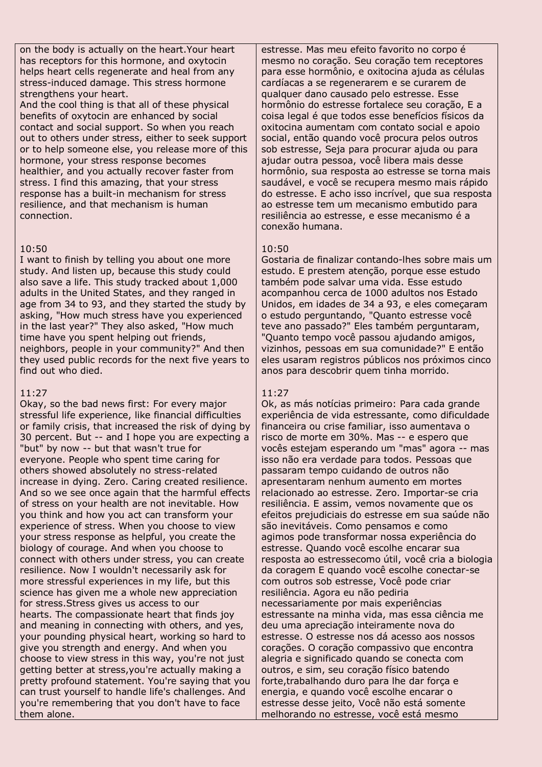| | |
|---|---|
| on the body is actually on the heart.Your heart has receptors for this hormone, and oxytocin helps heart cells regenerate and heal from any stress-induced damage. This stress hormone strengthens your heart.<br>And the cool thing is that all of these physical benefits of oxytocin are enhanced by social contact and social support. So when you reach out to others under stress, either to seek support or to help someone else, you release more of this hormone, your stress response becomes healthier, and you actually recover faster from stress. I find this amazing, that your stress response has a built-in mechanism for stress resilience, and that mechanism is human connection. | estresse. Mas meu efeito favorito no corpo é mesmo no coração. Seu coração tem receptores para esse hormônio, e oxitocina ajuda as células cardíacas a se regenerarem e se curarem de qualquer dano causado pelo estresse. Esse hormônio do estresse fortalece seu coração, E a coisa legal é que todos esse benefícios físicos da oxitocina aumentam com contato social e apoio social, então quando você procura pelos outros sob estresse, Seja para procurar ajuda ou para ajudar outra pessoa, você libera mais desse hormônio, sua resposta ao estresse se torna mais saudável, e você se recupera mesmo mais rápido do estresse. E acho isso incrível, que sua resposta ao estresse tem um mecanismo embutido para resiliência ao estresse, e esse mecanismo é a conexão humana. |
| 10:50<br>I want to finish by telling you about one more study. And listen up, because this study could also save a life. This study tracked about 1,000 adults in the United States, and they ranged in age from 34 to 93, and they started the study by asking, "How much stress have you experienced in the last year?" They also asked, "How much time have you spent helping out friends, neighbors, people in your community?" And then they used public records for the next five years to find out who died. | 10:50<br>Gostaria de finalizar contando-lhes sobre mais um estudo. E prestem atenção, porque esse estudo também pode salvar uma vida. Esse estudo acompanhou cerca de 1000 adultos nos Estado Unidos, em idades de 34 a 93, e eles começaram o estudo perguntando, "Quanto estresse você teve ano passado?" Eles também perguntaram, "Quanto tempo você passou ajudando amigos, vizinhos, pessoas em sua comunidade?" E então eles usaram registros públicos nos próximos cinco anos para descobrir quem tinha morrido. |
| 11:27<br>Okay, so the bad news first: For every major stressful life experience, like financial difficulties or family crisis, that increased the risk of dying by 30 percent. But -- and I hope you are expecting a "but" by now -- but that wasn't true for everyone. People who spent time caring for others showed absolutely no stress-related increase in dying. Zero. Caring created resilience. And so we see once again that the harmful effects of stress on your health are not inevitable. How you think and how you act can transform your experience of stress. When you choose to view your stress response as helpful, you create the biology of courage. And when you choose to connect with others under stress, you can create resilience. Now I wouldn't necessarily ask for more stressful experiences in my life, but this science has given me a whole new appreciation for stress.Stress gives us access to our hearts. The compassionate heart that finds joy and meaning in connecting with others, and yes, your pounding physical heart, working so hard to give you strength and energy. And when you choose to view stress in this way, you're not just getting better at stress,you're actually making a pretty profound statement. You're saying that you can trust yourself to handle life's challenges. And you're remembering that you don't have to face them alone. | 11:27<br>Ok, as más notícias primeiro: Para cada grande experiência de vida estressante, como dificuldade financeira ou crise familiar, isso aumentava o risco de morte em 30%. Mas -- e espero que vocês estejam esperando um "mas" agora -- mas isso não era verdade para todos. Pessoas que passaram tempo cuidando de outros não apresentaram nenhum aumento em mortes relacionado ao estresse. Zero. Importar-se cria resiliência. E assim, vemos novamente que os efeitos prejudiciais do estresse em sua saúde não são inevitáveis. Como pensamos e como agimos pode transformar nossa experiência do estresse. Quando você escolhe encarar sua resposta ao estressecomo útil, você cria a biologia da coragem E quando você escolhe conectar-se com outros sob estresse, Você pode criar resiliência. Agora eu não pediria necessariamente por mais experiências estressante na minha vida, mas essa ciência me deu uma apreciação inteiramente nova do estresse. O estresse nos dá acesso aos nossos corações. O coração compassivo que encontra alegria e significado quando se conecta com outros, e sim, seu coração físico batendo forte,trabalhando duro para lhe dar força e energia, e quando você escolhe encarar o estresse desse jeito, Você não está somente melhorando no estresse, você está mesmo |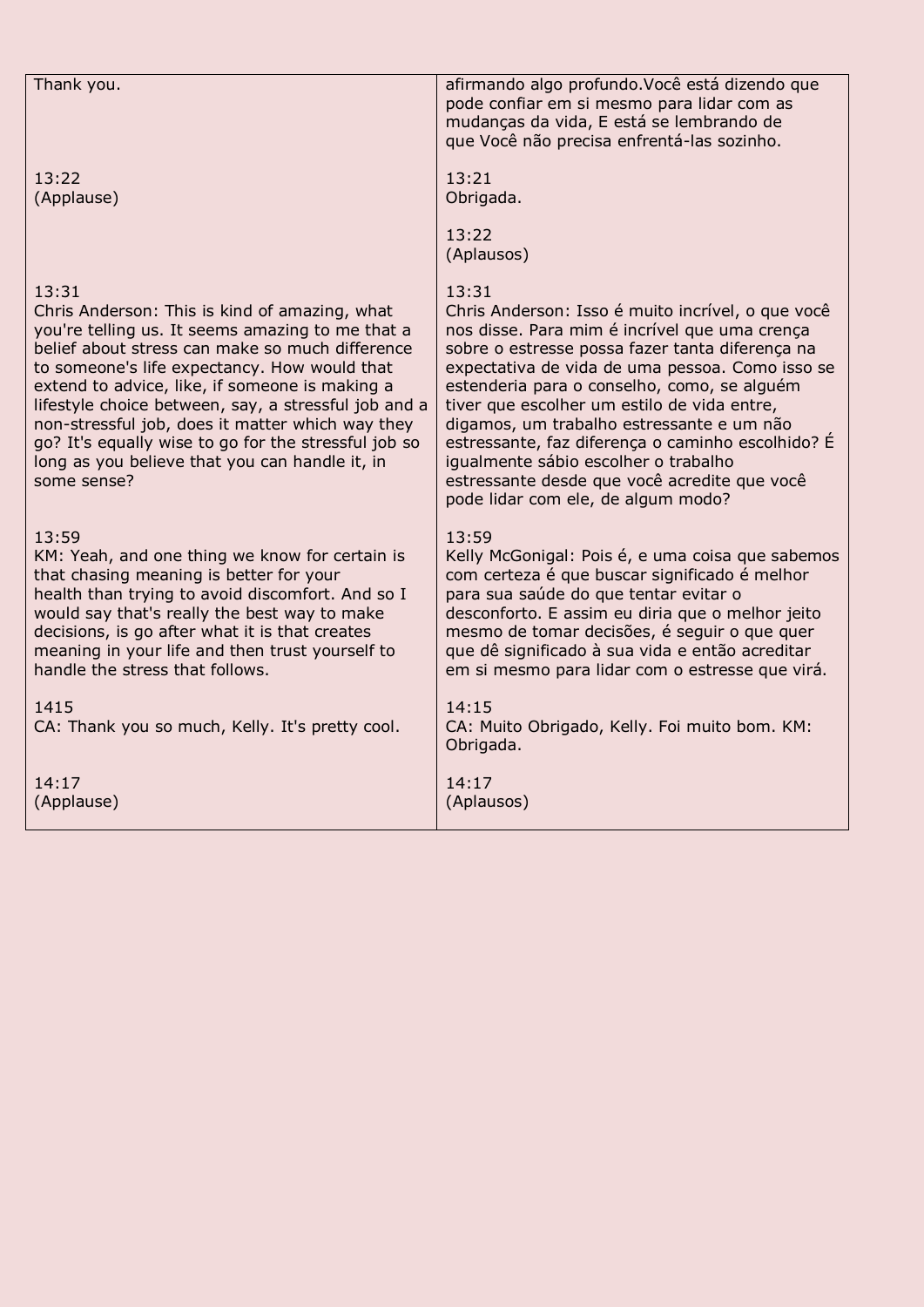| | |
|---|---|
| Thank you.<br><br>13:22<br>(Applause) | afirmando algo profundo.Você está dizendo que pode confiar em si mesmo para lidar com as mudanças da vida, E está se lembrando de que Você não precisa enfrentá-las sozinho.<br><br>13:21<br>Obrigada.<br><br>13:22<br>(Aplausos) |
| 13:31<br>Chris Anderson: This is kind of amazing, what you're telling us. It seems amazing to me that a belief about stress can make so much difference to someone's life expectancy. How would that extend to advice, like, if someone is making a lifestyle choice between, say, a stressful job and a non-stressful job, does it matter which way they go? It's equally wise to go for the stressful job so long as you believe that you can handle it, in some sense? | 13:31<br>Chris Anderson: Isso é muito incrível, o que você nos disse. Para mim é incrível que uma crença sobre o estresse possa fazer tanta diferença na expectativa de vida de uma pessoa. Como isso se estenderia para o conselho, como, se alguém tiver que escolher um estilo de vida entre, digamos, um trabalho estressante e um não estressante, faz diferença o caminho escolhido? É igualmente sábio escolher o trabalho estressante desde que você acredite que você pode lidar com ele, de algum modo? |
| 13:59<br>KM: Yeah, and one thing we know for certain is that chasing meaning is better for your health than trying to avoid discomfort. And so I would say that's really the best way to make decisions, is go after what it is that creates meaning in your life and then trust yourself to handle the stress that follows. | 13:59<br>Kelly McGonigal: Pois é, e uma coisa que sabemos com certeza é que buscar significado é melhor para sua saúde do que tentar evitar o desconforto. E assim eu diria que o melhor jeito mesmo de tomar decisões, é seguir o que quer que dê significado à sua vida e então acreditar em si mesmo para lidar com o estresse que virá. |
| 1415<br>CA: Thank you so much, Kelly. It's pretty cool. | 14:15<br>CA: Muito Obrigado, Kelly. Foi muito bom. KM: Obrigada. |
| 14:17<br>(Applause) | 14:17<br>(Aplausos) |